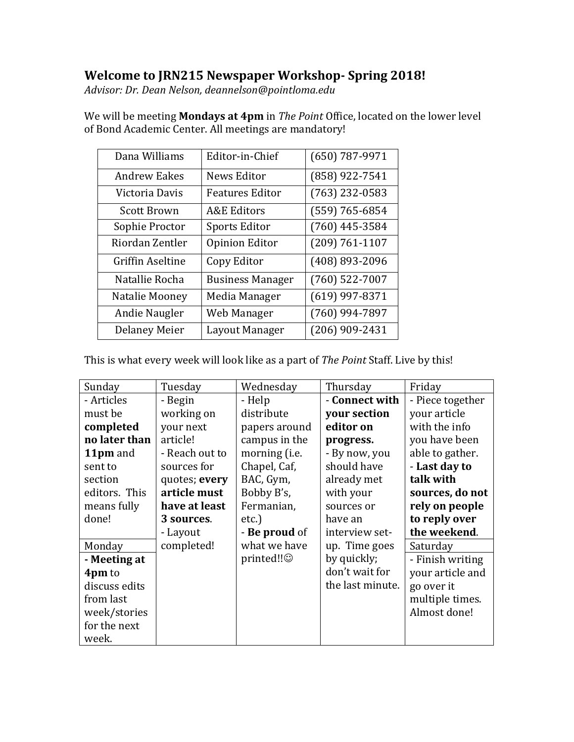## Welcome to JRN215 Newspaper Workshop- Spring 2018!

*Advisor: Dr. Dean Nelson, deannelson@pointloma.edu*

We will be meeting **Mondays at 4pm** in *The Point* Office, located on the lower level of Bond Academic Center. All meetings are mandatory!

| Dana Williams | Editor-in-Chief | (650) 787-9971 |
|---|---|---|
| Andrew Eakes | News Editor | (858) 922-7541 |
| Victoria Davis | Features Editor | (763) 232-0583 |
| Scott Brown | A&E Editors | (559) 765-6854 |
| Sophie Proctor | Sports Editor | (760) 445-3584 |
| Riordan Zentler | Opinion Editor | (209) 761-1107 |
| Griffin Aseltine | Copy Editor | (408) 893-2096 |
| Natallie Rocha | Business Manager | (760) 522-7007 |
| Natalie Mooney | Media Manager | (619) 997-8371 |
| Andie Naugler | Web Manager | (760) 994-7897 |
| Delaney Meier | Layout Manager | (206) 909-2431 |

This is what every week will look like as a part of *The Point* Staff. Live by this!

| Sunday | Tuesday | Wednesday | Thursday | Friday |
|---|---|---|---|---|
| - Articles must be **completed no later than 11pm** and sent to section editors. This means fully done! | - Begin working on your next article!<br>- Reach out to sources for quotes; **every article must have at least 3 sources**.<br>- Layout completed! | - Help distribute papers around campus in the morning (i.e. Chapel, Caf, BAC, Gym, Bobby B's, Fermanian, etc.)<br>- **Be proud** of what we have printed!!☺ | - **Connect with your section editor on progress.**<br>- By now, you should have already met with your sources or have an interview set-up. Time goes by quickly; don't wait for the last minute. | - Piece together your article with the info you have been able to gather.<br>- **Last day to talk with sources, do not rely on people to reply over the weekend**. |
| **Monday** | | | | **Saturday** |
| **- Meeting at 4pm** to discuss edits from last week/stories for the next week. | | | | - Finish writing your article and go over it multiple times. Almost done! |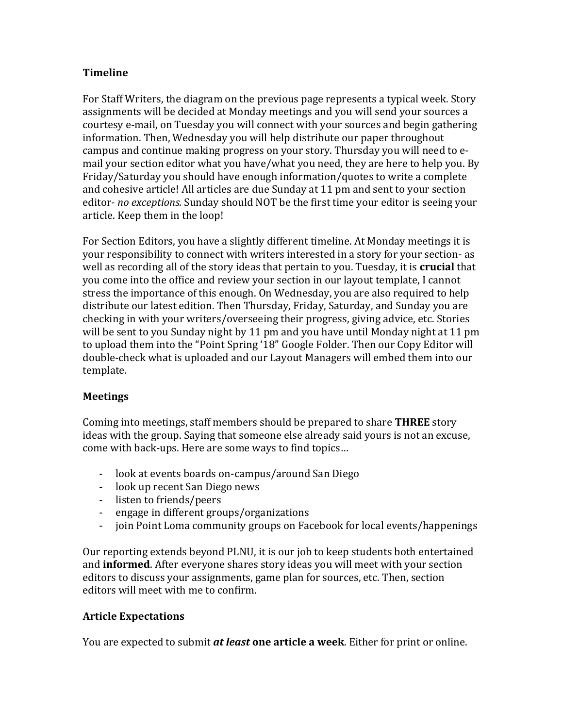## Timeline

For Staff Writers, the diagram on the previous page represents a typical week. Story assignments will be decided at Monday meetings and you will send your sources a courtesy e-mail, on Tuesday you will connect with your sources and begin gathering information. Then, Wednesday you will help distribute our paper throughout campus and continue making progress on your story. Thursday you will need to e-mail your section editor what you have/what you need, they are here to help you. By Friday/Saturday you should have enough information/quotes to write a complete and cohesive article! All articles are due Sunday at 11 pm and sent to your section editor- *no exceptions.* Sunday should NOT be the first time your editor is seeing your article. Keep them in the loop!

For Section Editors, you have a slightly different timeline. At Monday meetings it is your responsibility to connect with writers interested in a story for your section- as well as recording all of the story ideas that pertain to you. Tuesday, it is **crucial** that you come into the office and review your section in our layout template, I cannot stress the importance of this enough. On Wednesday, you are also required to help distribute our latest edition. Then Thursday, Friday, Saturday, and Sunday you are checking in with your writers/overseeing their progress, giving advice, etc. Stories will be sent to you Sunday night by 11 pm and you have until Monday night at 11 pm to upload them into the "Point Spring '18" Google Folder. Then our Copy Editor will double-check what is uploaded and our Layout Managers will embed them into our template.

## Meetings

Coming into meetings, staff members should be prepared to share **THREE** story ideas with the group. Saying that someone else already said yours is not an excuse, come with back-ups. Here are some ways to find topics…

- look at events boards on-campus/around San Diego
- look up recent San Diego news
- listen to friends/peers
- engage in different groups/organizations
- join Point Loma community groups on Facebook for local events/happenings

Our reporting extends beyond PLNU, it is our job to keep students both entertained and **informed**. After everyone shares story ideas you will meet with your section editors to discuss your assignments, game plan for sources, etc. Then, section editors will meet with me to confirm.

## Article Expectations

You are expected to submit ***at least*** **one article a week**. Either for print or online.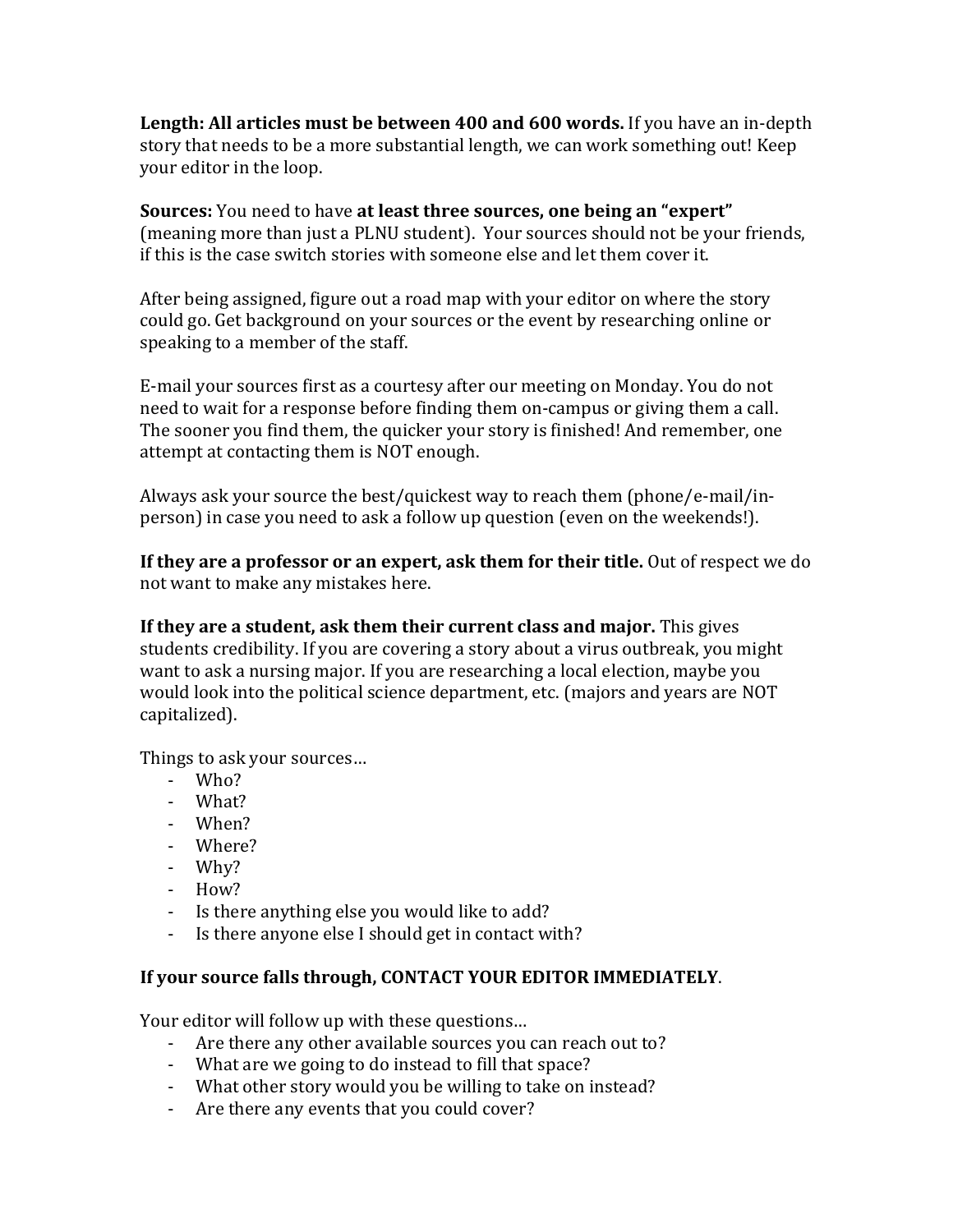**Length: All articles must be between 400 and 600 words.** If you have an in-depth story that needs to be a more substantial length, we can work something out! Keep your editor in the loop.

**Sources:** You need to have **at least three sources, one being an "expert"** (meaning more than just a PLNU student). Your sources should not be your friends, if this is the case switch stories with someone else and let them cover it.

After being assigned, figure out a road map with your editor on where the story could go. Get background on your sources or the event by researching online or speaking to a member of the staff.

E-mail your sources first as a courtesy after our meeting on Monday. You do not need to wait for a response before finding them on-campus or giving them a call. The sooner you find them, the quicker your story is finished! And remember, one attempt at contacting them is NOT enough.

Always ask your source the best/quickest way to reach them (phone/e-mail/in-person) in case you need to ask a follow up question (even on the weekends!).

**If they are a professor or an expert, ask them for their title.** Out of respect we do not want to make any mistakes here.

**If they are a student, ask them their current class and major.** This gives students credibility. If you are covering a story about a virus outbreak, you might want to ask a nursing major. If you are researching a local election, maybe you would look into the political science department, etc. (majors and years are NOT capitalized).

Things to ask your sources…

- Who?
- What?
- When?
- Where?
- Why?
- How?
- Is there anything else you would like to add?
- Is there anyone else I should get in contact with?

**If your source falls through, CONTACT YOUR EDITOR IMMEDIATELY**.

Your editor will follow up with these questions…

- Are there any other available sources you can reach out to?
- What are we going to do instead to fill that space?
- What other story would you be willing to take on instead?
- Are there any events that you could cover?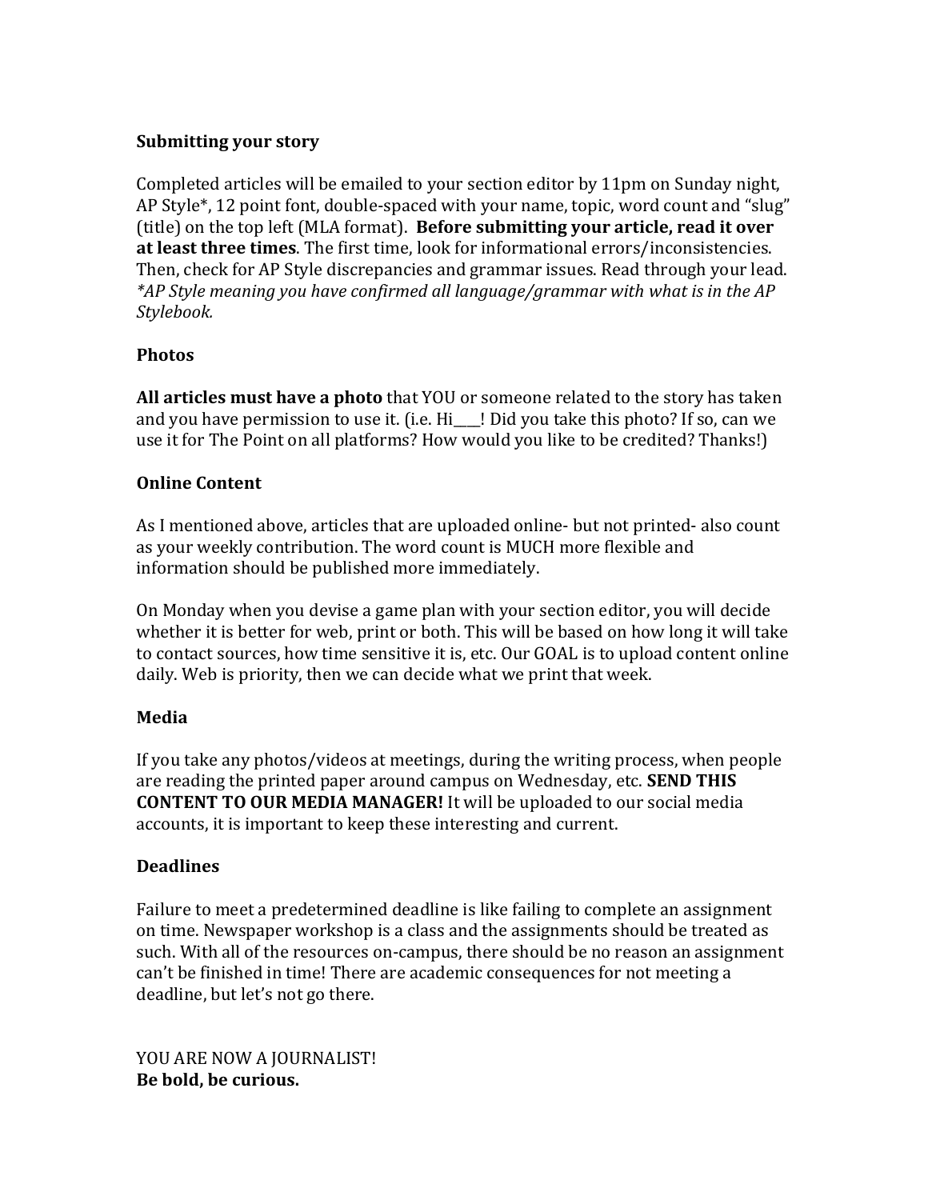**Submitting your story**

Completed articles will be emailed to your section editor by 11pm on Sunday night, AP Style*, 12 point font, double-spaced with your name, topic, word count and "slug" (title) on the top left (MLA format). **Before submitting your article, read it over at least three times**. The first time, look for informational errors/inconsistencies. Then, check for AP Style discrepancies and grammar issues. Read through your lead.
*\*AP Style meaning you have confirmed all language/grammar with what is in the AP Stylebook.*

**Photos**

**All articles must have a photo** that YOU or someone related to the story has taken and you have permission to use it. (i.e. Hi___! Did you take this photo? If so, can we use it for The Point on all platforms? How would you like to be credited? Thanks!)

**Online Content**

As I mentioned above, articles that are uploaded online- but not printed- also count as your weekly contribution. The word count is MUCH more flexible and information should be published more immediately.

On Monday when you devise a game plan with your section editor, you will decide whether it is better for web, print or both. This will be based on how long it will take to contact sources, how time sensitive it is, etc. Our GOAL is to upload content online daily. Web is priority, then we can decide what we print that week.

**Media**

If you take any photos/videos at meetings, during the writing process, when people are reading the printed paper around campus on Wednesday, etc. **SEND THIS CONTENT TO OUR MEDIA MANAGER!** It will be uploaded to our social media accounts, it is important to keep these interesting and current.

**Deadlines**

Failure to meet a predetermined deadline is like failing to complete an assignment on time. Newspaper workshop is a class and the assignments should be treated as such. With all of the resources on-campus, there should be no reason an assignment can't be finished in time! There are academic consequences for not meeting a deadline, but let's not go there.

YOU ARE NOW A JOURNALIST!
**Be bold, be curious.**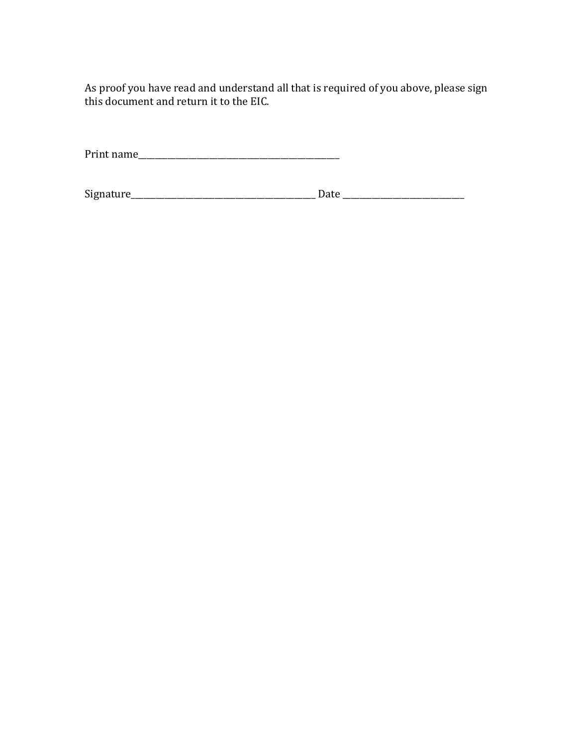As proof you have read and understand all that is required of you above, please sign this document and return it to the EIC.

Print name_______________________________________________

Signature___________________________________________ Date ____________________________